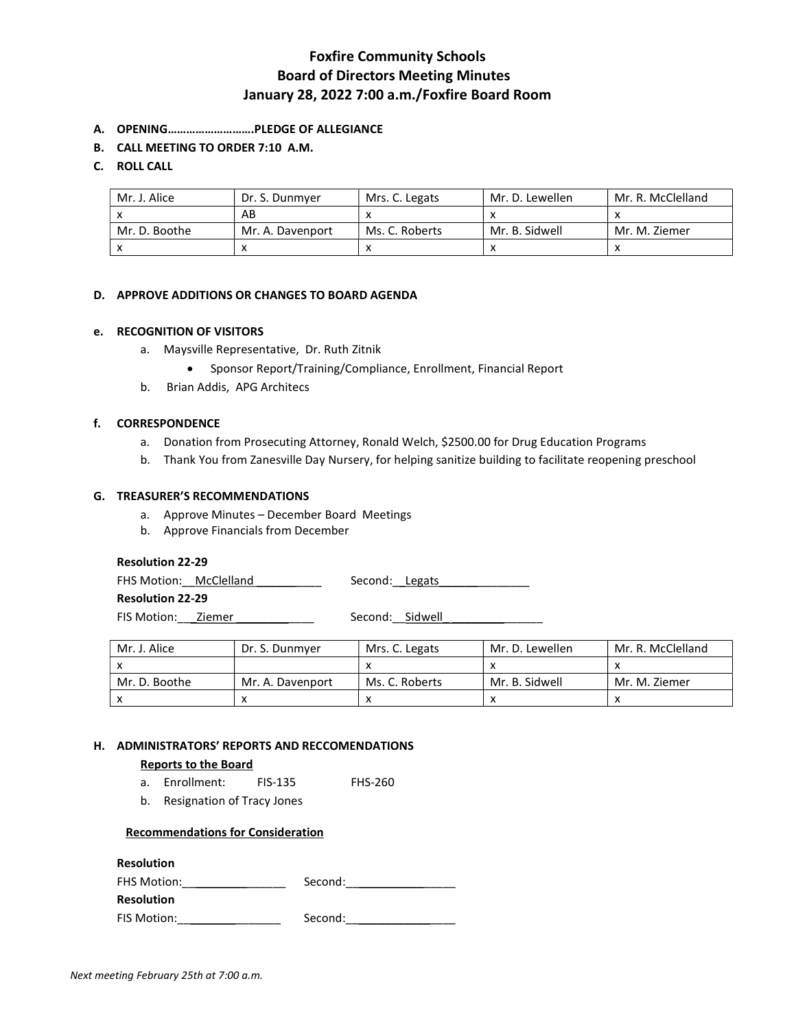# Foxfire Community Schools
## Board of Directors Meeting Minutes
### January 28, 2022 7:00 a.m./Foxfire Board Room

**A. OPENING……………………….PLEDGE OF ALLEGIANCE**

**B. CALL MEETING TO ORDER 7:10 A.M.**

**C. ROLL CALL**

| Mr. J. Alice | Dr. S. Dunmyer | Mrs. C. Legats | Mr. D. Lewellen | Mr. R. McClelland |
|---|---|---|---|---|
| x | AB | x | x | x |
| Mr. D. Boothe | Mr. A. Davenport | Ms. C. Roberts | Mr. B. Sidwell | Mr. M. Ziemer |
| x | x | x | x | x |

**D. APPROVE ADDITIONS OR CHANGES TO BOARD AGENDA**

**e. RECOGNITION OF VISITORS**

a. Maysville Representative, Dr. Ruth Zitnik
   - Sponsor Report/Training/Compliance, Enrollment, Financial Report

b. Brian Addis, APG Architecs

**f. CORRESPONDENCE**

a. Donation from Prosecuting Attorney, Ronald Welch, $2500.00 for Drug Education Programs
b. Thank You from Zanesville Day Nursery, for helping sanitize building to facilitate reopening preschool

**G. TREASURER'S RECOMMENDATIONS**

a. Approve Minutes – December Board Meetings
b. Approve Financials from December

**Resolution 22-29**

FHS Motion: McClelland Second: Legats

**Resolution 22-29**

FIS Motion: Ziemer Second: Sidwell

| Mr. J. Alice | Dr. S. Dunmyer | Mrs. C. Legats | Mr. D. Lewellen | Mr. R. McClelland |
|---|---|---|---|---|
| x | | x | x | x |
| Mr. D. Boothe | Mr. A. Davenport | Ms. C. Roberts | Mr. B. Sidwell | Mr. M. Ziemer |
| x | x | x | x | x |

**H. ADMINISTRATORS' REPORTS AND RECCOMENDATIONS**

**Reports to the Board**

a. Enrollment: FIS-135 FHS-260
b. Resignation of Tracy Jones

**Recommendations for Consideration**

**Resolution**

FHS Motion:________________ Second:________________

**Resolution**

FIS Motion:________________ Second:________________

*Next meeting February 25th at 7:00 a.m.*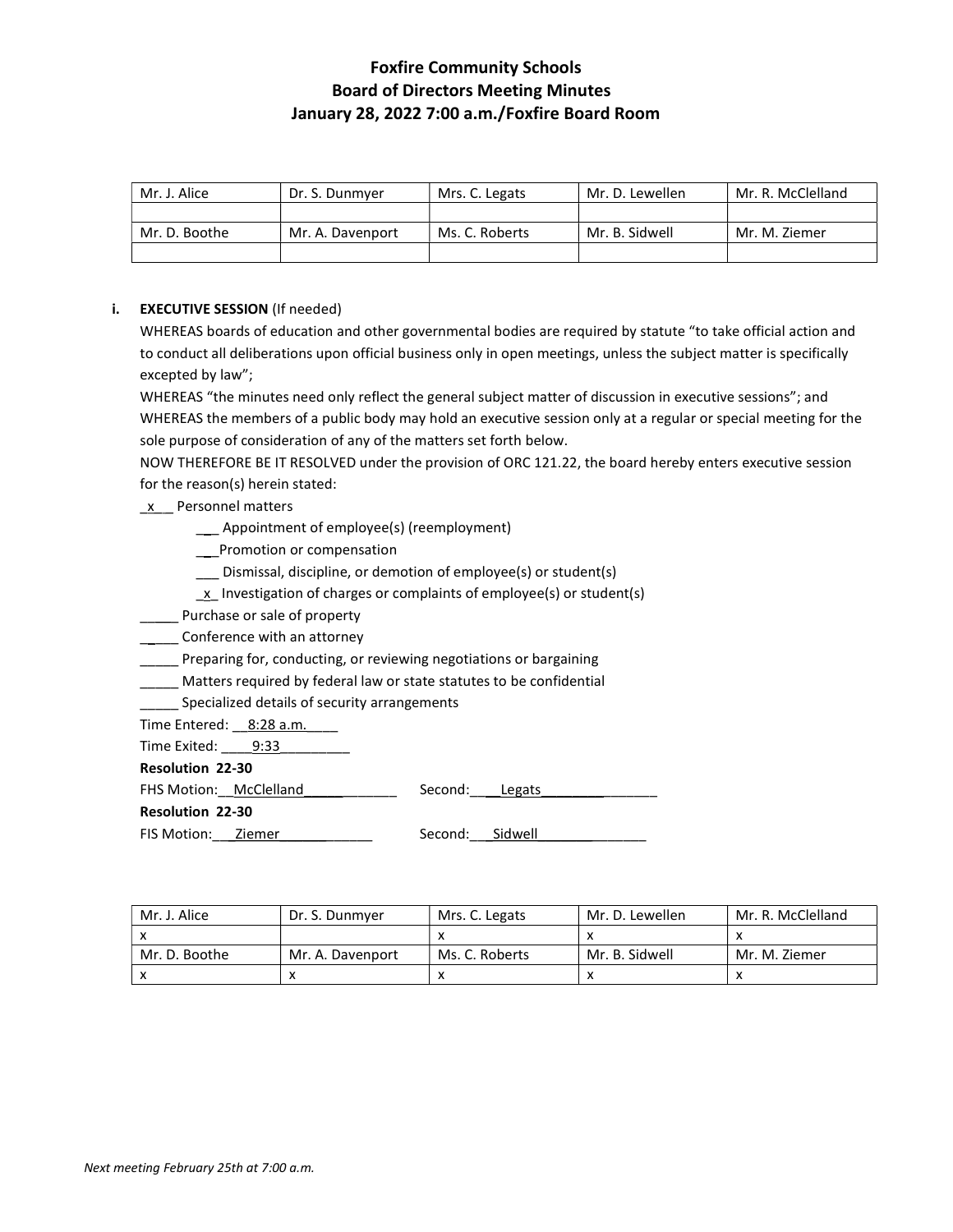# Foxfire Community Schools
## Board of Directors Meeting Minutes
### January 28, 2022 7:00 a.m./Foxfire Board Room

| Mr. J. Alice | Dr. S. Dunmyer | Mrs. C. Legats | Mr. D. Lewellen | Mr. R. McClelland |
|---|---|---|---|---|
| | | | | |
| Mr. D. Boothe | Mr. A. Davenport | Ms. C. Roberts | Mr. B. Sidwell | Mr. M. Ziemer |
| | | | | |

i. **EXECUTIVE SESSION** (If needed)

WHEREAS boards of education and other governmental bodies are required by statute "to take official action and to conduct all deliberations upon official business only in open meetings, unless the subject matter is specifically excepted by law";

WHEREAS "the minutes need only reflect the general subject matter of discussion in executive sessions"; and

WHEREAS the members of a public body may hold an executive session only at a regular or special meeting for the sole purpose of consideration of any of the matters set forth below.

NOW THEREFORE BE IT RESOLVED under the provision of ORC 121.22, the board hereby enters executive session for the reason(s) herein stated:

_x__ Personnel matters
- ___ Appointment of employee(s) (reemployment)
- ___Promotion or compensation
- ___ Dismissal, discipline, or demotion of employee(s) or student(s)
- _x_ Investigation of charges or complaints of employee(s) or student(s)

_____ Purchase or sale of property
_____ Conference with an attorney
_____ Preparing for, conducting, or reviewing negotiations or bargaining
_____ Matters required by federal law or state statutes to be confidential
_____ Specialized details of security arrangements

Time Entered: __8:28 a.m.____
Time Exited: ____9:33_________

**Resolution 22-30**
FHS Motion:__McClelland____________ Second:___Legats________________

**Resolution 22-30**
FIS Motion:___Ziemer____________ Second:___Sidwell______________

| Mr. J. Alice | Dr. S. Dunmyer | Mrs. C. Legats | Mr. D. Lewellen | Mr. R. McClelland |
|---|---|---|---|---|
| x | | x | x | x |
| Mr. D. Boothe | Mr. A. Davenport | Ms. C. Roberts | Mr. B. Sidwell | Mr. M. Ziemer |
| x | x | x | x | x |

*Next meeting February 25th at 7:00 a.m.*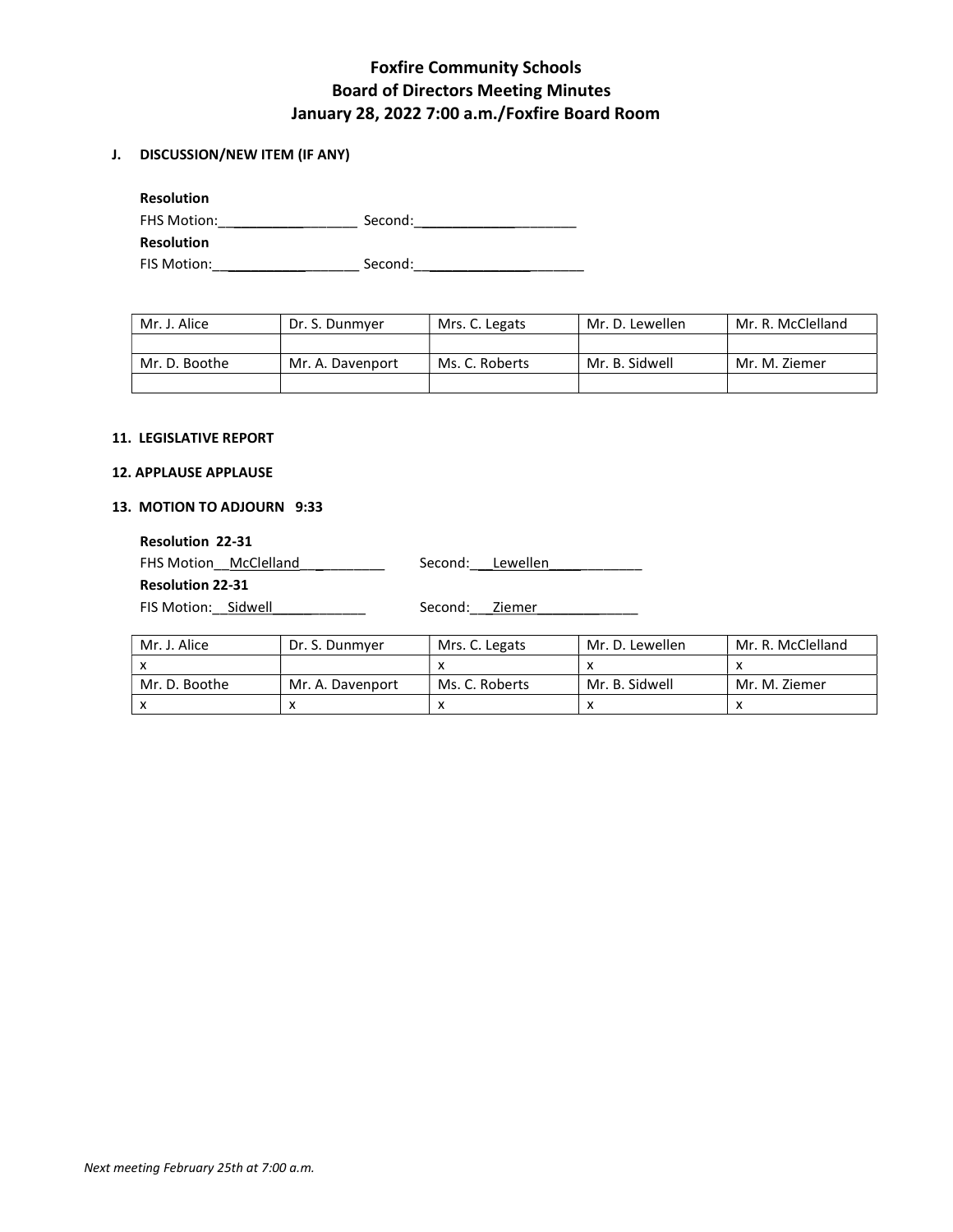**J. DISCUSSION/NEW ITEM (IF ANY)**

**Resolution**

FHS Motion:\_\_\_\_\_\_\_\_\_\_\_\_\_\_\_\_\_\_ Second:\_\_\_\_\_\_\_\_\_\_\_\_\_\_\_\_\_\_\_\_

**Resolution**

FIS Motion:\_\_\_\_\_\_\_\_\_\_\_\_\_\_\_\_\_\_ Second:\_\_\_\_\_\_\_\_\_\_\_\_\_\_\_\_\_\_\_\_

| | | | | |
|---|---|---|---|---|
| Mr. J. Alice | Dr. S. Dunmyer | Mrs. C. Legats | Mr. D. Lewellen | Mr. R. McClelland |
| | | | | |
| Mr. D. Boothe | Mr. A. Davenport | Ms. C. Roberts | Mr. B. Sidwell | Mr. M. Ziemer |
| | | | | |

**11. LEGISLATIVE REPORT**

**12. APPLAUSE APPLAUSE**

**13. MOTION TO ADJOURN 9:33**

**Resolution 22-31**

FHS Motion\_\_McClelland\_\_\_\_\_\_\_\_\_\_ Second:\_\_\_Lewellen\_\_\_\_\_\_\_\_\_\_\_\_

**Resolution 22-31**

FIS Motion:\_\_Sidwell\_\_\_\_\_\_\_\_\_\_\_\_ Second:\_\_\_Ziemer\_\_\_\_\_\_\_\_\_\_\_\_

| | | | | |
|---|---|---|---|---|
| Mr. J. Alice | Dr. S. Dunmyer | Mrs. C. Legats | Mr. D. Lewellen | Mr. R. McClelland |
| x | | x | x | x |
| Mr. D. Boothe | Mr. A. Davenport | Ms. C. Roberts | Mr. B. Sidwell | Mr. M. Ziemer |
| x | x | x | x | x |

*Next meeting February 25th at 7:00 a.m.*